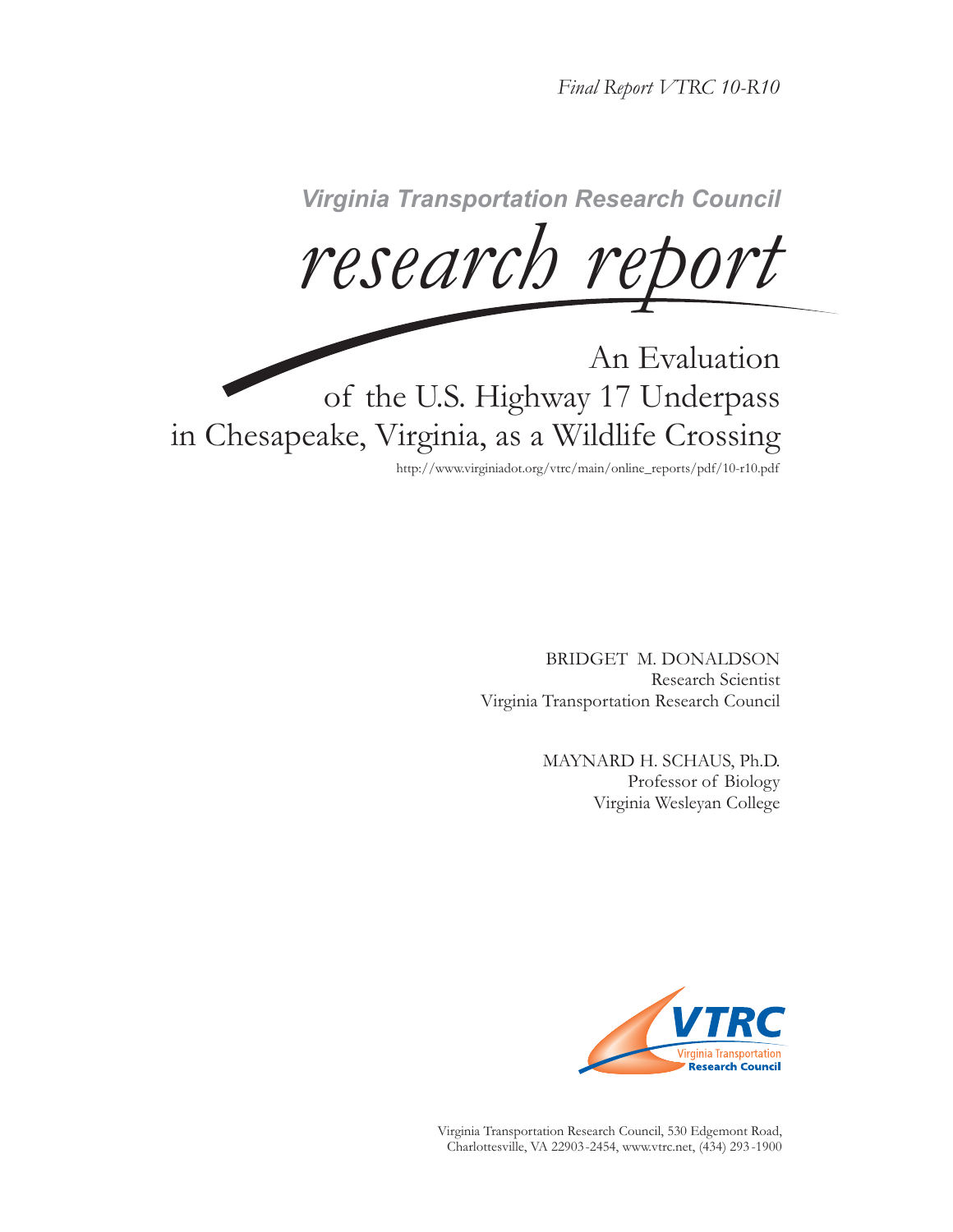*Final Report VTRC 10-R10*

**Virginia Transportation Research Council**

*research report*

# An Evaluation of the U.S. Highway 17 Underpass in Chesapeake, Virginia, as a Wildlife Crossing

http://www.virginiadot.org/vtrc/main/online_reports/pdf/10-r10.pdf

BRIDGET M. DONALDSON
Research Scientist
Virginia Transportation Research Council

MAYNARD H. SCHAUS, Ph.D.
Professor of Biology
Virginia Wesleyan College

VTRC
Virginia Transportation
Research Council

Virginia Transportation Research Council, 530 Edgemont Road,
Charlottesville, VA 22903-2454, www.vtrc.net, (434) 293-1900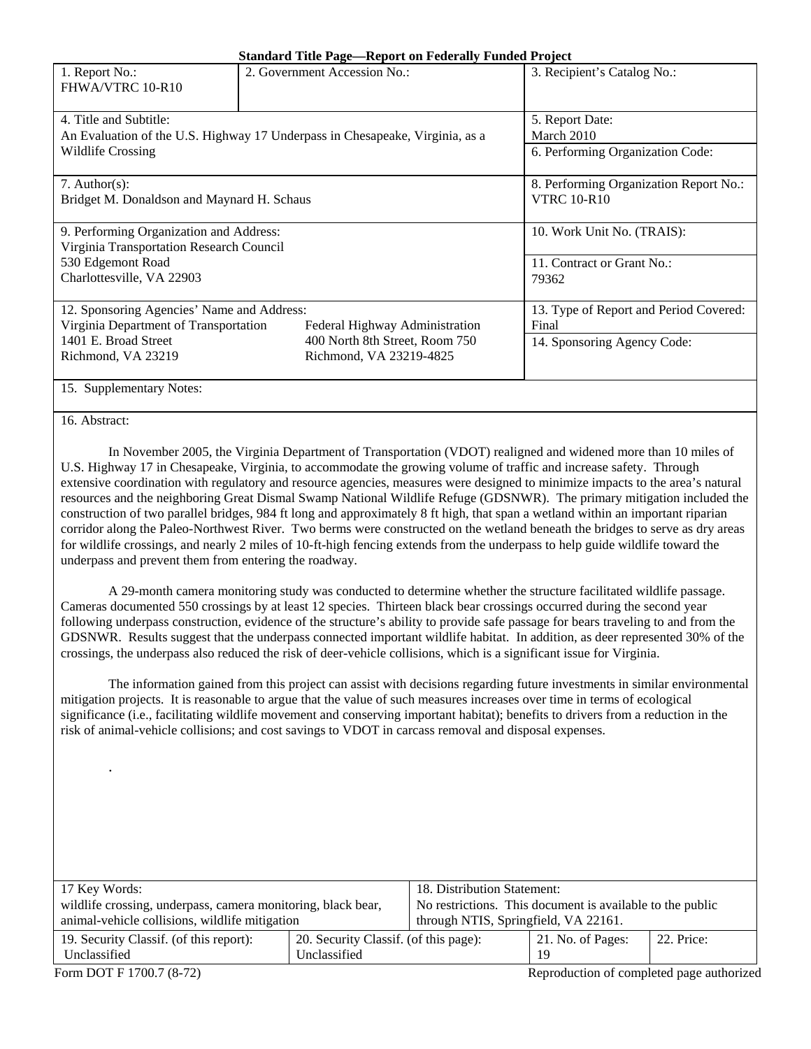**Standard Title Page—Report on Federally Funded Project**

| 1. Report No.: FHWA/VTRC 10-R10 | 2. Government Accession No.: | 3. Recipient's Catalog No.: |
|---|---|---|
| 4. Title and Subtitle: An Evaluation of the U.S. Highway 17 Underpass in Chesapeake, Virginia, as a Wildlife Crossing | | 5. Report Date: March 2010 |
| | | 6. Performing Organization Code: |
| 7. Author(s): Bridget M. Donaldson and Maynard H. Schaus | | 8. Performing Organization Report No.: VTRC 10-R10 |
| 9. Performing Organization and Address: Virginia Transportation Research Council 530 Edgemont Road Charlottesville, VA 22903 | | 10. Work Unit No. (TRAIS): |
| | | 11. Contract or Grant No.: 79362 |
| 12. Sponsoring Agencies' Name and Address: Virginia Department of Transportation 1401 E. Broad Street Richmond, VA 23219 | Federal Highway Administration 400 North 8th Street, Room 750 Richmond, VA 23219-4825 | 13. Type of Report and Period Covered: Final |
| | | 14. Sponsoring Agency Code: |

15. Supplementary Notes:

16. Abstract:

In November 2005, the Virginia Department of Transportation (VDOT) realigned and widened more than 10 miles of U.S. Highway 17 in Chesapeake, Virginia, to accommodate the growing volume of traffic and increase safety. Through extensive coordination with regulatory and resource agencies, measures were designed to minimize impacts to the area's natural resources and the neighboring Great Dismal Swamp National Wildlife Refuge (GDSNWR). The primary mitigation included the construction of two parallel bridges, 984 ft long and approximately 8 ft high, that span a wetland within an important riparian corridor along the Paleo-Northwest River. Two berms were constructed on the wetland beneath the bridges to serve as dry areas for wildlife crossings, and nearly 2 miles of 10-ft-high fencing extends from the underpass to help guide wildlife toward the underpass and prevent them from entering the roadway.

A 29-month camera monitoring study was conducted to determine whether the structure facilitated wildlife passage. Cameras documented 550 crossings by at least 12 species. Thirteen black bear crossings occurred during the second year following underpass construction, evidence of the structure's ability to provide safe passage for bears traveling to and from the GDSNWR. Results suggest that the underpass connected important wildlife habitat. In addition, as deer represented 30% of the crossings, the underpass also reduced the risk of deer-vehicle collisions, which is a significant issue for Virginia.

The information gained from this project can assist with decisions regarding future investments in similar environmental mitigation projects. It is reasonable to argue that the value of such measures increases over time in terms of ecological significance (i.e., facilitating wildlife movement and conserving important habitat); benefits to drivers from a reduction in the risk of animal-vehicle collisions; and cost savings to VDOT in carcass removal and disposal expenses.

.

| 17 Key Words: wildlife crossing, underpass, camera monitoring, black bear, animal-vehicle collisions, wildlife mitigation | | 18. Distribution Statement: No restrictions. This document is available to the public through NTIS, Springfield, VA 22161. | |
|---|---|---|---|
| 19. Security Classif. (of this report): Unclassified | 20. Security Classif. (of this page): Unclassified | 21. No. of Pages: 19 | 22. Price: |

Form DOT F 1700.7 (8-72) Reproduction of completed page authorized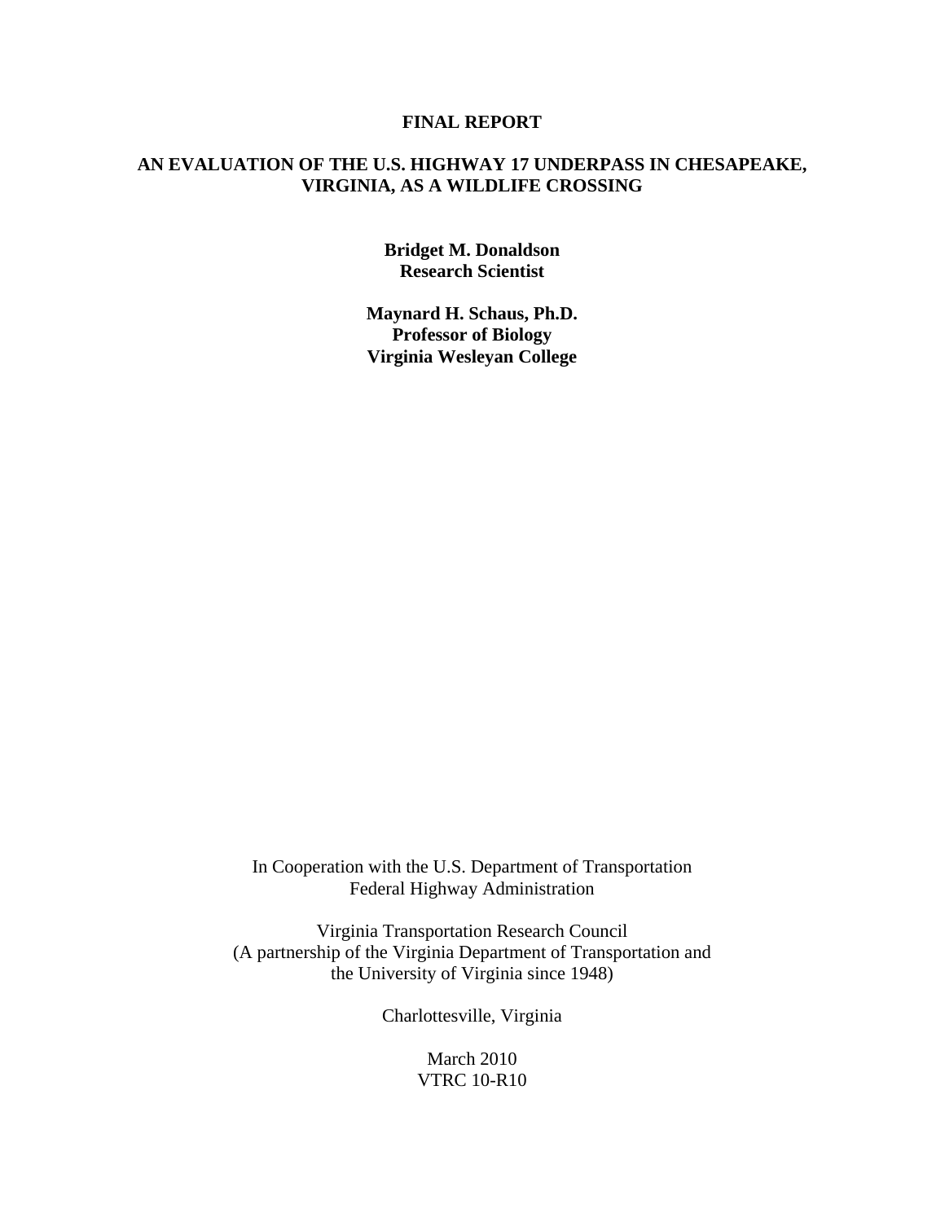**FINAL REPORT**

# AN EVALUATION OF THE U.S. HIGHWAY 17 UNDERPASS IN CHESAPEAKE, VIRGINIA, AS A WILDLIFE CROSSING

**Bridget M. Donaldson**
**Research Scientist**

**Maynard H. Schaus, Ph.D.**
**Professor of Biology**
**Virginia Wesleyan College**

In Cooperation with the U.S. Department of Transportation
Federal Highway Administration

Virginia Transportation Research Council
(A partnership of the Virginia Department of Transportation and
the University of Virginia since 1948)

Charlottesville, Virginia

March 2010
VTRC 10-R10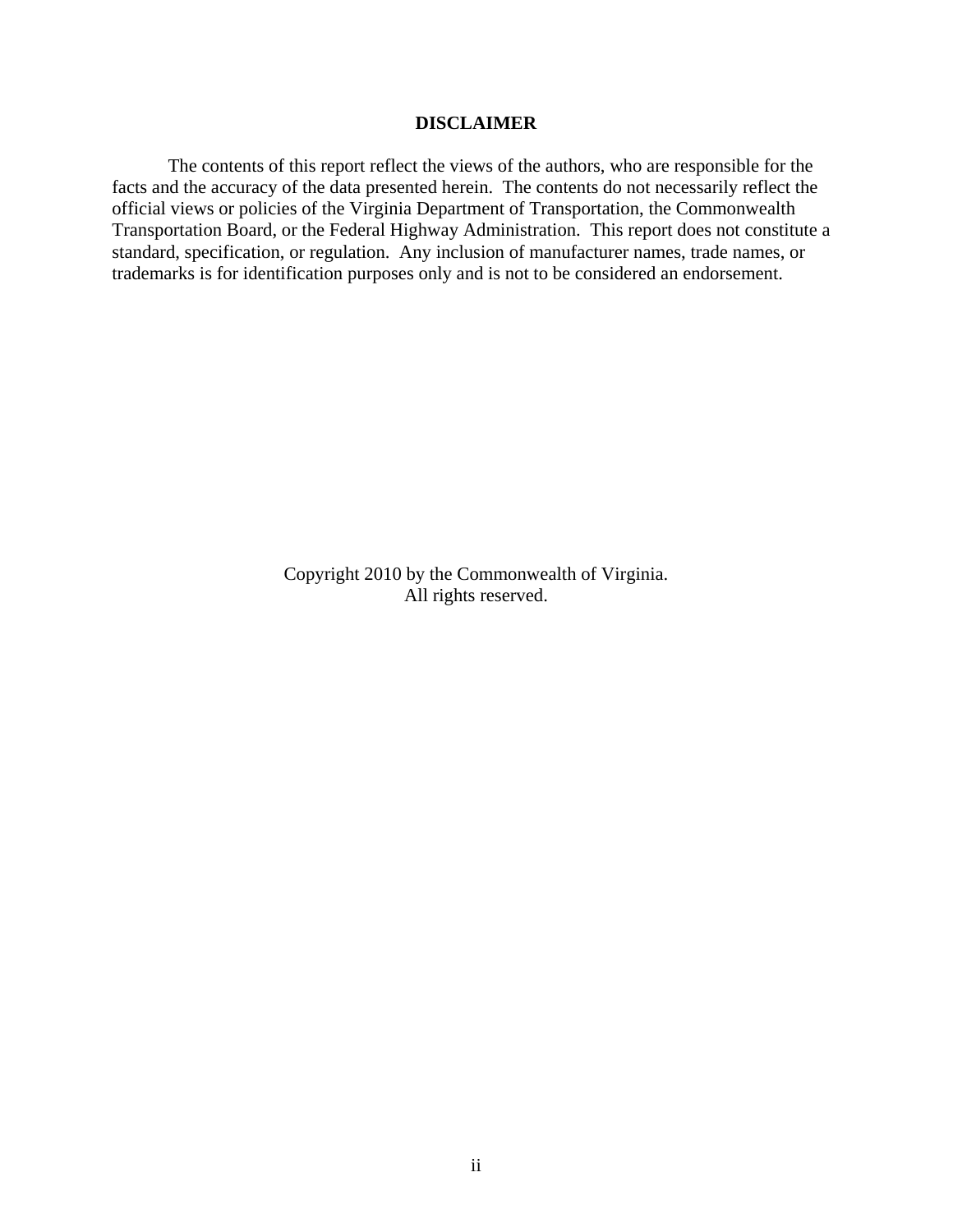## DISCLAIMER

The contents of this report reflect the views of the authors, who are responsible for the facts and the accuracy of the data presented herein. The contents do not necessarily reflect the official views or policies of the Virginia Department of Transportation, the Commonwealth Transportation Board, or the Federal Highway Administration. This report does not constitute a standard, specification, or regulation. Any inclusion of manufacturer names, trade names, or trademarks is for identification purposes only and is not to be considered an endorsement.

Copyright 2010 by the Commonwealth of Virginia.
All rights reserved.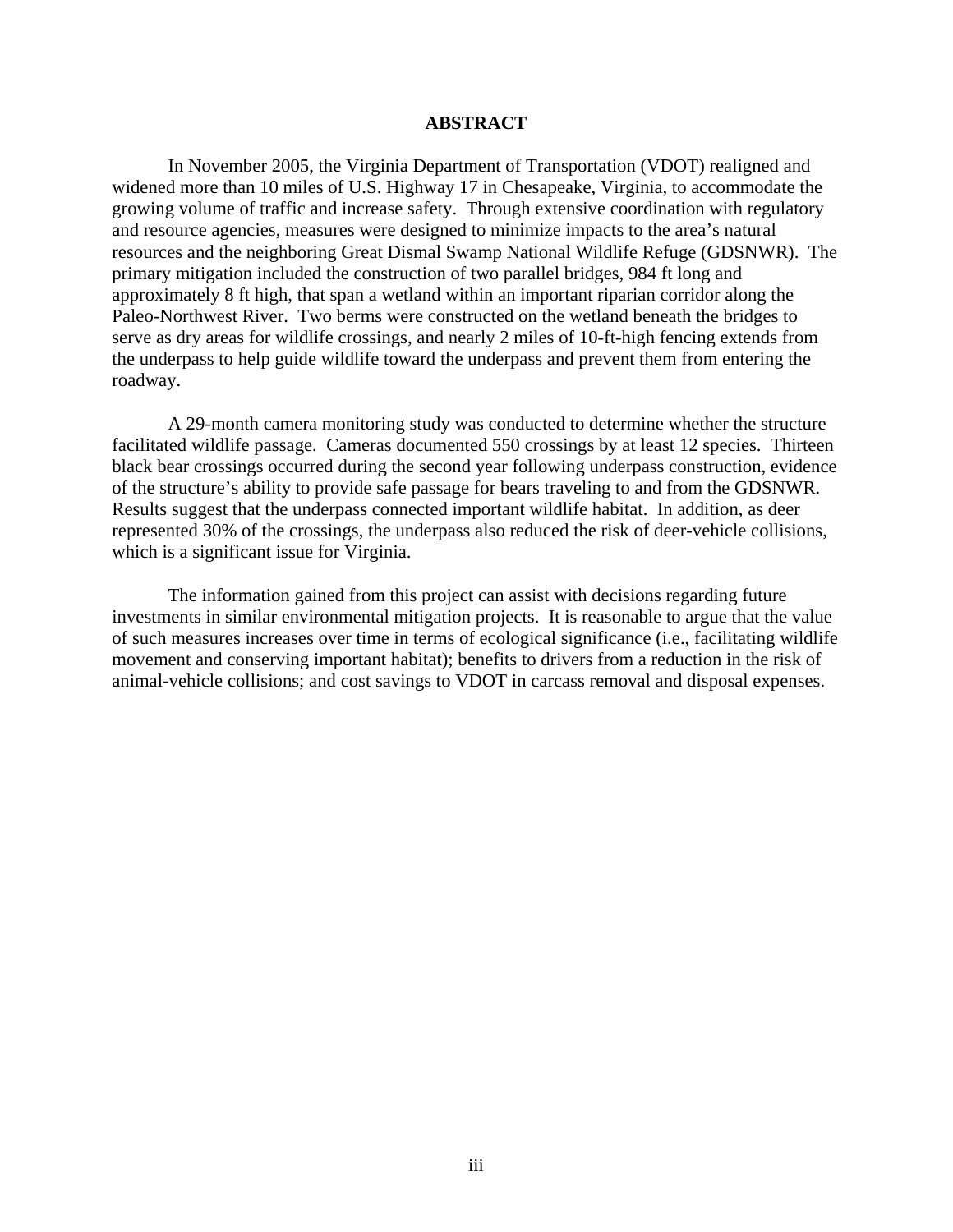# ABSTRACT

In November 2005, the Virginia Department of Transportation (VDOT) realigned and widened more than 10 miles of U.S. Highway 17 in Chesapeake, Virginia, to accommodate the growing volume of traffic and increase safety. Through extensive coordination with regulatory and resource agencies, measures were designed to minimize impacts to the area's natural resources and the neighboring Great Dismal Swamp National Wildlife Refuge (GDSNWR). The primary mitigation included the construction of two parallel bridges, 984 ft long and approximately 8 ft high, that span a wetland within an important riparian corridor along the Paleo-Northwest River. Two berms were constructed on the wetland beneath the bridges to serve as dry areas for wildlife crossings, and nearly 2 miles of 10-ft-high fencing extends from the underpass to help guide wildlife toward the underpass and prevent them from entering the roadway.

A 29-month camera monitoring study was conducted to determine whether the structure facilitated wildlife passage. Cameras documented 550 crossings by at least 12 species. Thirteen black bear crossings occurred during the second year following underpass construction, evidence of the structure's ability to provide safe passage for bears traveling to and from the GDSNWR. Results suggest that the underpass connected important wildlife habitat. In addition, as deer represented 30% of the crossings, the underpass also reduced the risk of deer-vehicle collisions, which is a significant issue for Virginia.

The information gained from this project can assist with decisions regarding future investments in similar environmental mitigation projects. It is reasonable to argue that the value of such measures increases over time in terms of ecological significance (i.e., facilitating wildlife movement and conserving important habitat); benefits to drivers from a reduction in the risk of animal-vehicle collisions; and cost savings to VDOT in carcass removal and disposal expenses.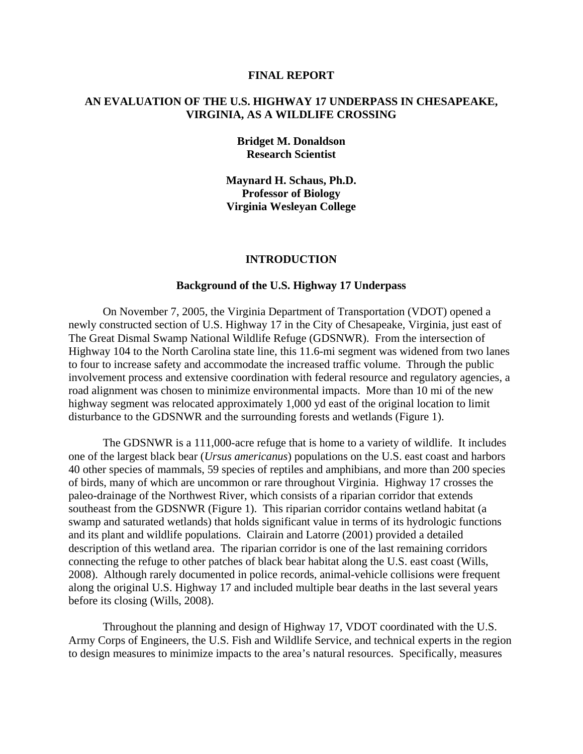**FINAL REPORT**

# AN EVALUATION OF THE U.S. HIGHWAY 17 UNDERPASS IN CHESAPEAKE, VIRGINIA, AS A WILDLIFE CROSSING

**Bridget M. Donaldson**
**Research Scientist**

**Maynard H. Schaus, Ph.D.**
**Professor of Biology**
**Virginia Wesleyan College**

## INTRODUCTION

### Background of the U.S. Highway 17 Underpass

On November 7, 2005, the Virginia Department of Transportation (VDOT) opened a newly constructed section of U.S. Highway 17 in the City of Chesapeake, Virginia, just east of The Great Dismal Swamp National Wildlife Refuge (GDSNWR). From the intersection of Highway 104 to the North Carolina state line, this 11.6-mi segment was widened from two lanes to four to increase safety and accommodate the increased traffic volume. Through the public involvement process and extensive coordination with federal resource and regulatory agencies, a road alignment was chosen to minimize environmental impacts. More than 10 mi of the new highway segment was relocated approximately 1,000 yd east of the original location to limit disturbance to the GDSNWR and the surrounding forests and wetlands (Figure 1).

The GDSNWR is a 111,000-acre refuge that is home to a variety of wildlife. It includes one of the largest black bear (*Ursus americanus*) populations on the U.S. east coast and harbors 40 other species of mammals, 59 species of reptiles and amphibians, and more than 200 species of birds, many of which are uncommon or rare throughout Virginia. Highway 17 crosses the paleo-drainage of the Northwest River, which consists of a riparian corridor that extends southeast from the GDSNWR (Figure 1). This riparian corridor contains wetland habitat (a swamp and saturated wetlands) that holds significant value in terms of its hydrologic functions and its plant and wildlife populations. Clairain and Latorre (2001) provided a detailed description of this wetland area. The riparian corridor is one of the last remaining corridors connecting the refuge to other patches of black bear habitat along the U.S. east coast (Wills, 2008). Although rarely documented in police records, animal-vehicle collisions were frequent along the original U.S. Highway 17 and included multiple bear deaths in the last several years before its closing (Wills, 2008).

Throughout the planning and design of Highway 17, VDOT coordinated with the U.S. Army Corps of Engineers, the U.S. Fish and Wildlife Service, and technical experts in the region to design measures to minimize impacts to the area's natural resources. Specifically, measures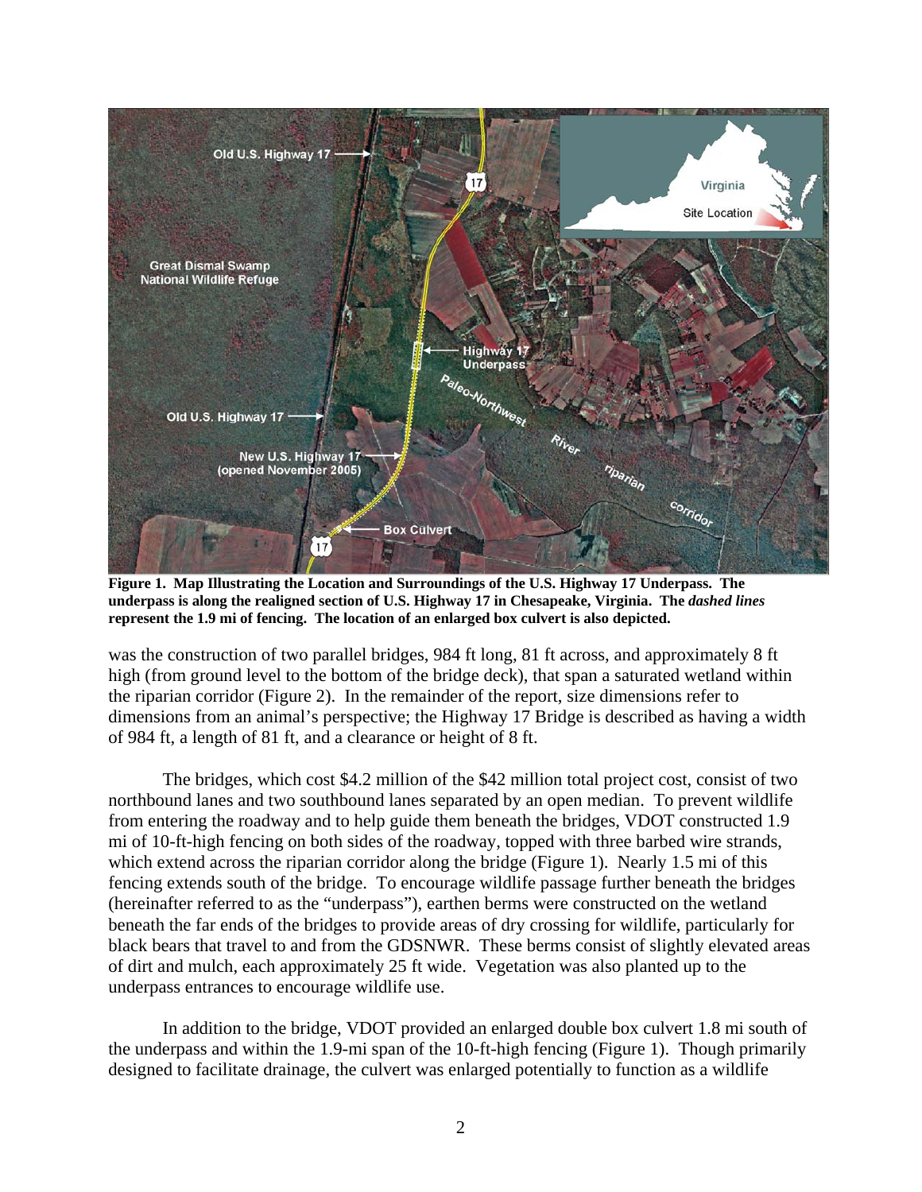**Figure 1. Map Illustrating the Location and Surroundings of the U.S. Highway 17 Underpass. The underpass is along the realigned section of U.S. Highway 17 in Chesapeake, Virginia. The *dashed lines* represent the 1.9 mi of fencing. The location of an enlarged box culvert is also depicted.**

was the construction of two parallel bridges, 984 ft long, 81 ft across, and approximately 8 ft high (from ground level to the bottom of the bridge deck), that span a saturated wetland within the riparian corridor (Figure 2). In the remainder of the report, size dimensions refer to dimensions from an animal's perspective; the Highway 17 Bridge is described as having a width of 984 ft, a length of 81 ft, and a clearance or height of 8 ft.

The bridges, which cost \$4.2 million of the \$42 million total project cost, consist of two northbound lanes and two southbound lanes separated by an open median. To prevent wildlife from entering the roadway and to help guide them beneath the bridges, VDOT constructed 1.9 mi of 10-ft-high fencing on both sides of the roadway, topped with three barbed wire strands, which extend across the riparian corridor along the bridge (Figure 1). Nearly 1.5 mi of this fencing extends south of the bridge. To encourage wildlife passage further beneath the bridges (hereinafter referred to as the "underpass"), earthen berms were constructed on the wetland beneath the far ends of the bridges to provide areas of dry crossing for wildlife, particularly for black bears that travel to and from the GDSNWR. These berms consist of slightly elevated areas of dirt and mulch, each approximately 25 ft wide. Vegetation was also planted up to the underpass entrances to encourage wildlife use.

In addition to the bridge, VDOT provided an enlarged double box culvert 1.8 mi south of the underpass and within the 1.9-mi span of the 10-ft-high fencing (Figure 1). Though primarily designed to facilitate drainage, the culvert was enlarged potentially to function as a wildlife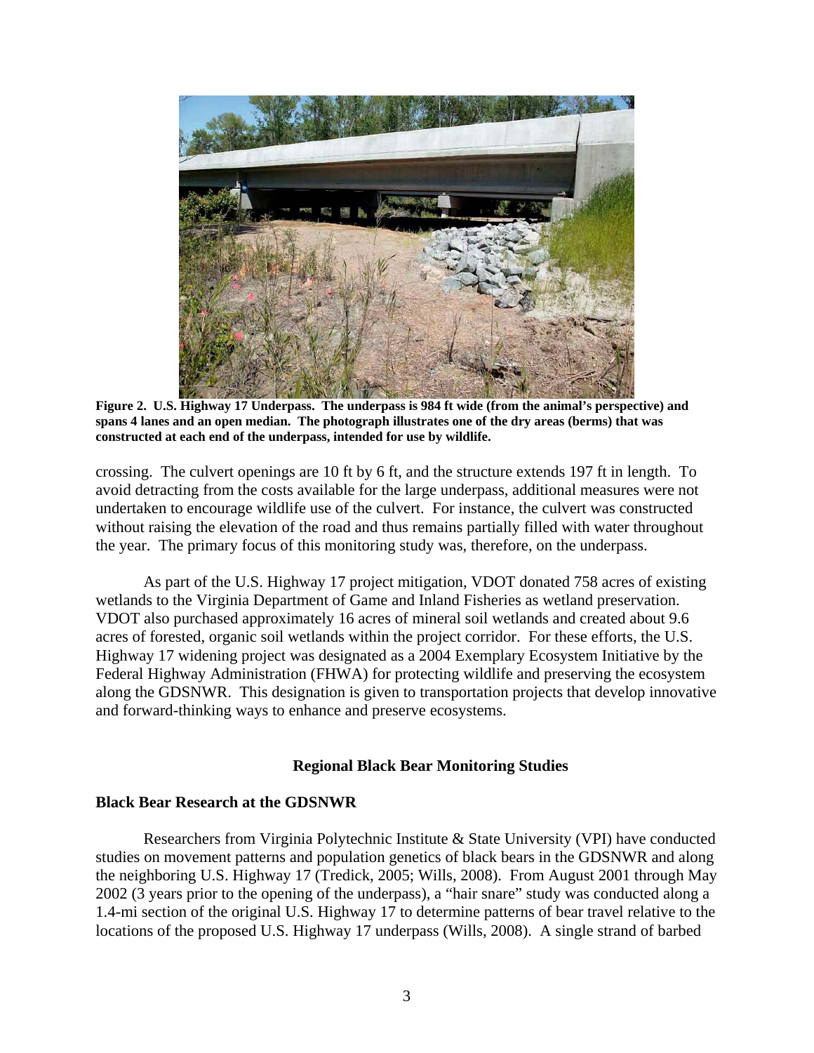**Figure 2. U.S. Highway 17 Underpass. The underpass is 984 ft wide (from the animal's perspective) and spans 4 lanes and an open median. The photograph illustrates one of the dry areas (berms) that was constructed at each end of the underpass, intended for use by wildlife.**

crossing. The culvert openings are 10 ft by 6 ft, and the structure extends 197 ft in length. To avoid detracting from the costs available for the large underpass, additional measures were not undertaken to encourage wildlife use of the culvert. For instance, the culvert was constructed without raising the elevation of the road and thus remains partially filled with water throughout the year. The primary focus of this monitoring study was, therefore, on the underpass.

As part of the U.S. Highway 17 project mitigation, VDOT donated 758 acres of existing wetlands to the Virginia Department of Game and Inland Fisheries as wetland preservation. VDOT also purchased approximately 16 acres of mineral soil wetlands and created about 9.6 acres of forested, organic soil wetlands within the project corridor. For these efforts, the U.S. Highway 17 widening project was designated as a 2004 Exemplary Ecosystem Initiative by the Federal Highway Administration (FHWA) for protecting wildlife and preserving the ecosystem along the GDSNWR. This designation is given to transportation projects that develop innovative and forward-thinking ways to enhance and preserve ecosystems.

## Regional Black Bear Monitoring Studies

### Black Bear Research at the GDSNWR

Researchers from Virginia Polytechnic Institute & State University (VPI) have conducted studies on movement patterns and population genetics of black bears in the GDSNWR and along the neighboring U.S. Highway 17 (Tredick, 2005; Wills, 2008). From August 2001 through May 2002 (3 years prior to the opening of the underpass), a "hair snare" study was conducted along a 1.4-mi section of the original U.S. Highway 17 to determine patterns of bear travel relative to the locations of the proposed U.S. Highway 17 underpass (Wills, 2008). A single strand of barbed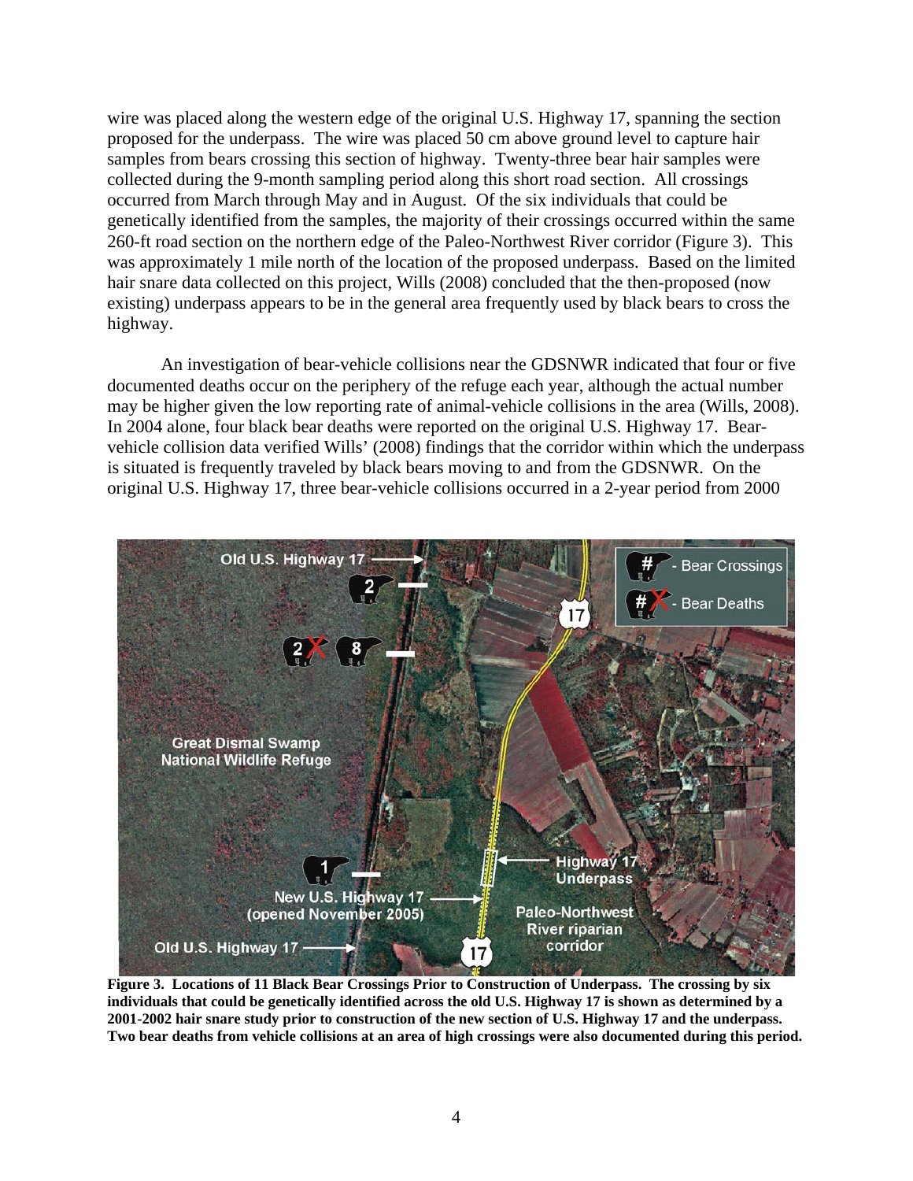wire was placed along the western edge of the original U.S. Highway 17, spanning the section proposed for the underpass. The wire was placed 50 cm above ground level to capture hair samples from bears crossing this section of highway. Twenty-three bear hair samples were collected during the 9-month sampling period along this short road section. All crossings occurred from March through May and in August. Of the six individuals that could be genetically identified from the samples, the majority of their crossings occurred within the same 260-ft road section on the northern edge of the Paleo-Northwest River corridor (Figure 3). This was approximately 1 mile north of the location of the proposed underpass. Based on the limited hair snare data collected on this project, Wills (2008) concluded that the then-proposed (now existing) underpass appears to be in the general area frequently used by black bears to cross the highway.

An investigation of bear-vehicle collisions near the GDSNWR indicated that four or five documented deaths occur on the periphery of the refuge each year, although the actual number may be higher given the low reporting rate of animal-vehicle collisions in the area (Wills, 2008). In 2004 alone, four black bear deaths were reported on the original U.S. Highway 17. Bear-vehicle collision data verified Wills' (2008) findings that the corridor within which the underpass is situated is frequently traveled by black bears moving to and from the GDSNWR. On the original U.S. Highway 17, three bear-vehicle collisions occurred in a 2-year period from 2000

**Figure 3. Locations of 11 Black Bear Crossings Prior to Construction of Underpass. The crossing by six individuals that could be genetically identified across the old U.S. Highway 17 is shown as determined by a 2001-2002 hair snare study prior to construction of the new section of U.S. Highway 17 and the underpass. Two bear deaths from vehicle collisions at an area of high crossings were also documented during this period.**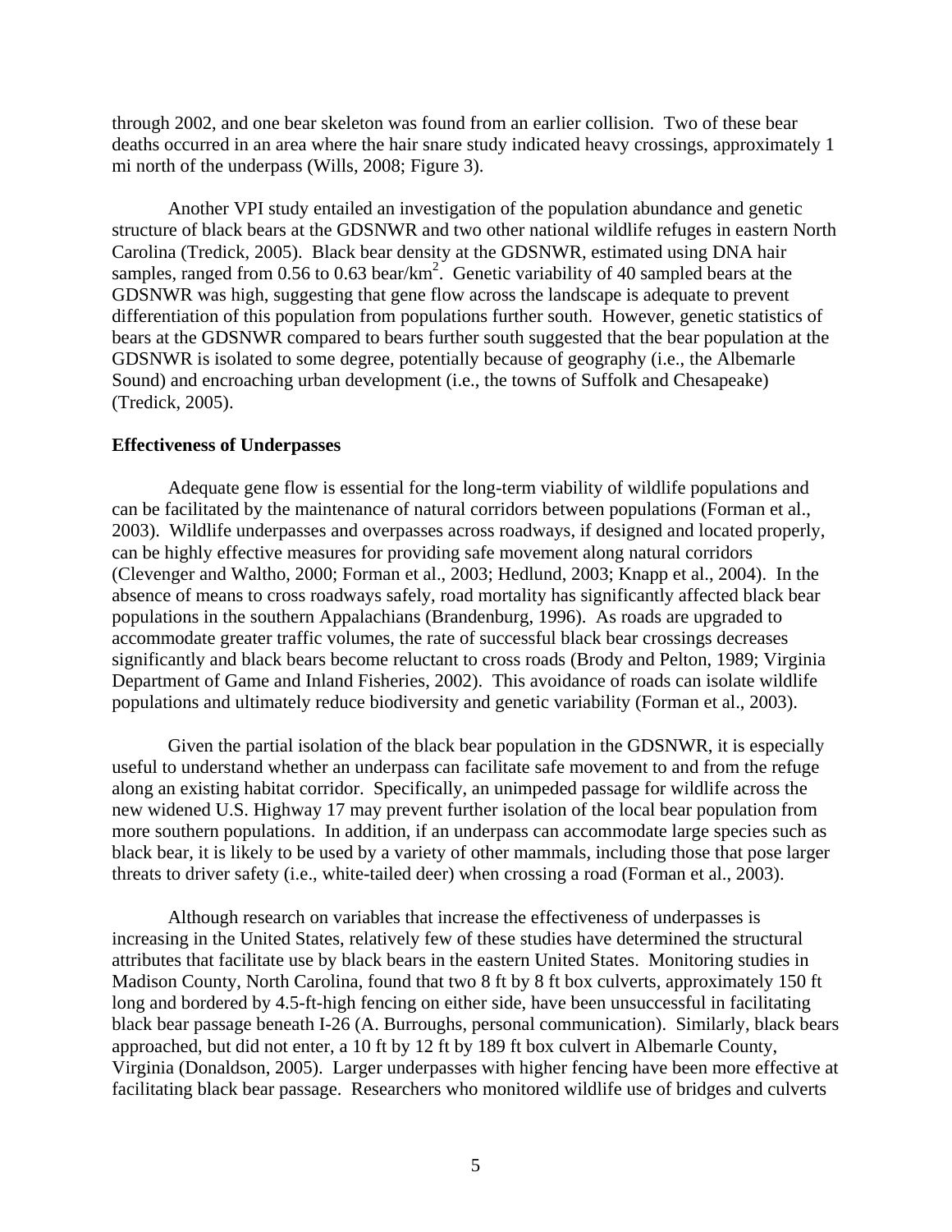through 2002, and one bear skeleton was found from an earlier collision. Two of these bear deaths occurred in an area where the hair snare study indicated heavy crossings, approximately 1 mi north of the underpass (Wills, 2008; Figure 3).

Another VPI study entailed an investigation of the population abundance and genetic structure of black bears at the GDSNWR and two other national wildlife refuges in eastern North Carolina (Tredick, 2005). Black bear density at the GDSNWR, estimated using DNA hair samples, ranged from 0.56 to 0.63 bear/km$^2$. Genetic variability of 40 sampled bears at the GDSNWR was high, suggesting that gene flow across the landscape is adequate to prevent differentiation of this population from populations further south. However, genetic statistics of bears at the GDSNWR compared to bears further south suggested that the bear population at the GDSNWR is isolated to some degree, potentially because of geography (i.e., the Albemarle Sound) and encroaching urban development (i.e., the towns of Suffolk and Chesapeake) (Tredick, 2005).

**Effectiveness of Underpasses**

Adequate gene flow is essential for the long-term viability of wildlife populations and can be facilitated by the maintenance of natural corridors between populations (Forman et al., 2003). Wildlife underpasses and overpasses across roadways, if designed and located properly, can be highly effective measures for providing safe movement along natural corridors (Clevenger and Waltho, 2000; Forman et al., 2003; Hedlund, 2003; Knapp et al., 2004). In the absence of means to cross roadways safely, road mortality has significantly affected black bear populations in the southern Appalachians (Brandenburg, 1996). As roads are upgraded to accommodate greater traffic volumes, the rate of successful black bear crossings decreases significantly and black bears become reluctant to cross roads (Brody and Pelton, 1989; Virginia Department of Game and Inland Fisheries, 2002). This avoidance of roads can isolate wildlife populations and ultimately reduce biodiversity and genetic variability (Forman et al., 2003).

Given the partial isolation of the black bear population in the GDSNWR, it is especially useful to understand whether an underpass can facilitate safe movement to and from the refuge along an existing habitat corridor. Specifically, an unimpeded passage for wildlife across the new widened U.S. Highway 17 may prevent further isolation of the local bear population from more southern populations. In addition, if an underpass can accommodate large species such as black bear, it is likely to be used by a variety of other mammals, including those that pose larger threats to driver safety (i.e., white-tailed deer) when crossing a road (Forman et al., 2003).

Although research on variables that increase the effectiveness of underpasses is increasing in the United States, relatively few of these studies have determined the structural attributes that facilitate use by black bears in the eastern United States. Monitoring studies in Madison County, North Carolina, found that two 8 ft by 8 ft box culverts, approximately 150 ft long and bordered by 4.5-ft-high fencing on either side, have been unsuccessful in facilitating black bear passage beneath I-26 (A. Burroughs, personal communication). Similarly, black bears approached, but did not enter, a 10 ft by 12 ft by 189 ft box culvert in Albemarle County, Virginia (Donaldson, 2005). Larger underpasses with higher fencing have been more effective at facilitating black bear passage. Researchers who monitored wildlife use of bridges and culverts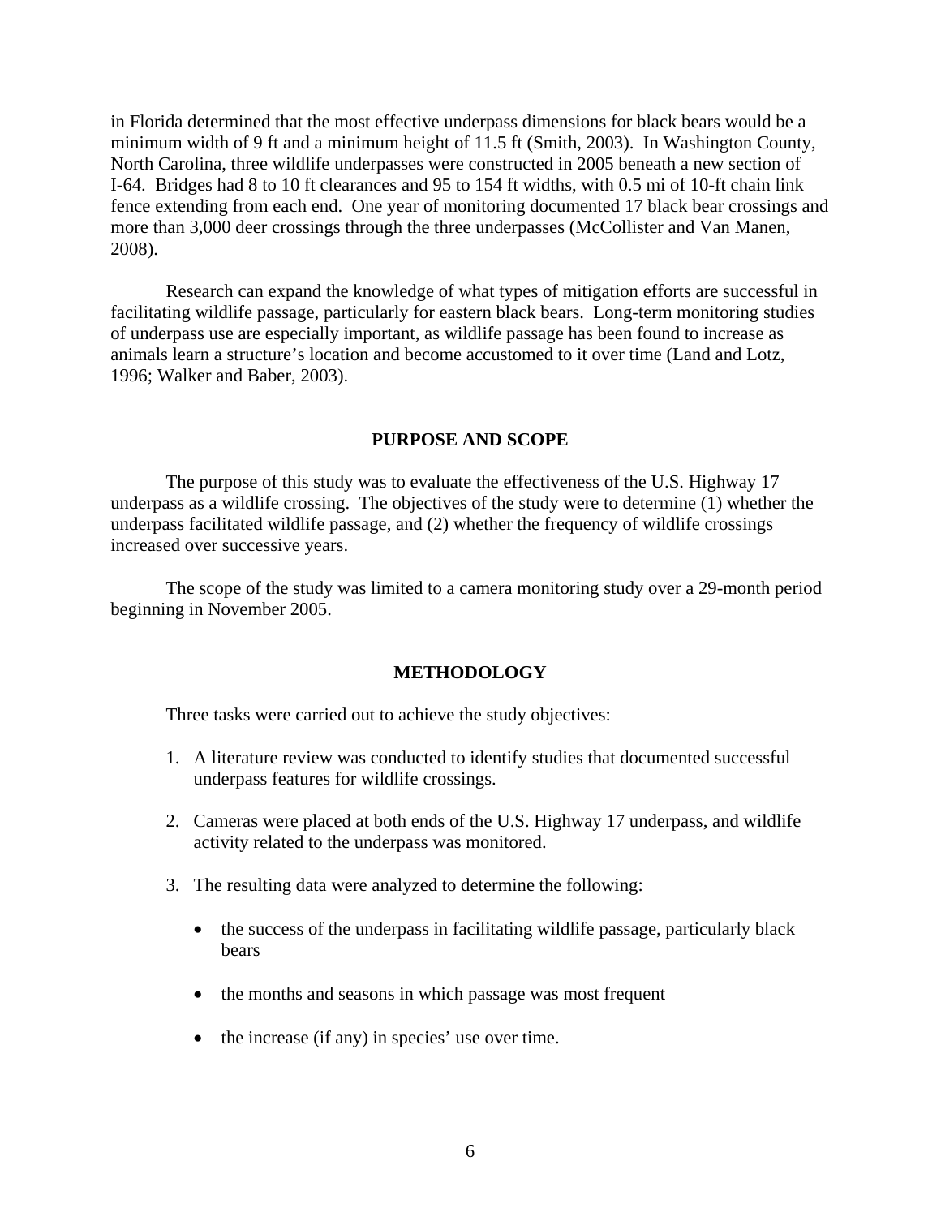in Florida determined that the most effective underpass dimensions for black bears would be a minimum width of 9 ft and a minimum height of 11.5 ft (Smith, 2003). In Washington County, North Carolina, three wildlife underpasses were constructed in 2005 beneath a new section of I-64. Bridges had 8 to 10 ft clearances and 95 to 154 ft widths, with 0.5 mi of 10-ft chain link fence extending from each end. One year of monitoring documented 17 black bear crossings and more than 3,000 deer crossings through the three underpasses (McCollister and Van Manen, 2008).

Research can expand the knowledge of what types of mitigation efforts are successful in facilitating wildlife passage, particularly for eastern black bears. Long-term monitoring studies of underpass use are especially important, as wildlife passage has been found to increase as animals learn a structure's location and become accustomed to it over time (Land and Lotz, 1996; Walker and Baber, 2003).

## PURPOSE AND SCOPE

The purpose of this study was to evaluate the effectiveness of the U.S. Highway 17 underpass as a wildlife crossing. The objectives of the study were to determine (1) whether the underpass facilitated wildlife passage, and (2) whether the frequency of wildlife crossings increased over successive years.

The scope of the study was limited to a camera monitoring study over a 29-month period beginning in November 2005.

## METHODOLOGY

Three tasks were carried out to achieve the study objectives:

1. A literature review was conducted to identify studies that documented successful underpass features for wildlife crossings.

2. Cameras were placed at both ends of the U.S. Highway 17 underpass, and wildlife activity related to the underpass was monitored.

3. The resulting data were analyzed to determine the following:

   - the success of the underpass in facilitating wildlife passage, particularly black bears

   - the months and seasons in which passage was most frequent

   - the increase (if any) in species' use over time.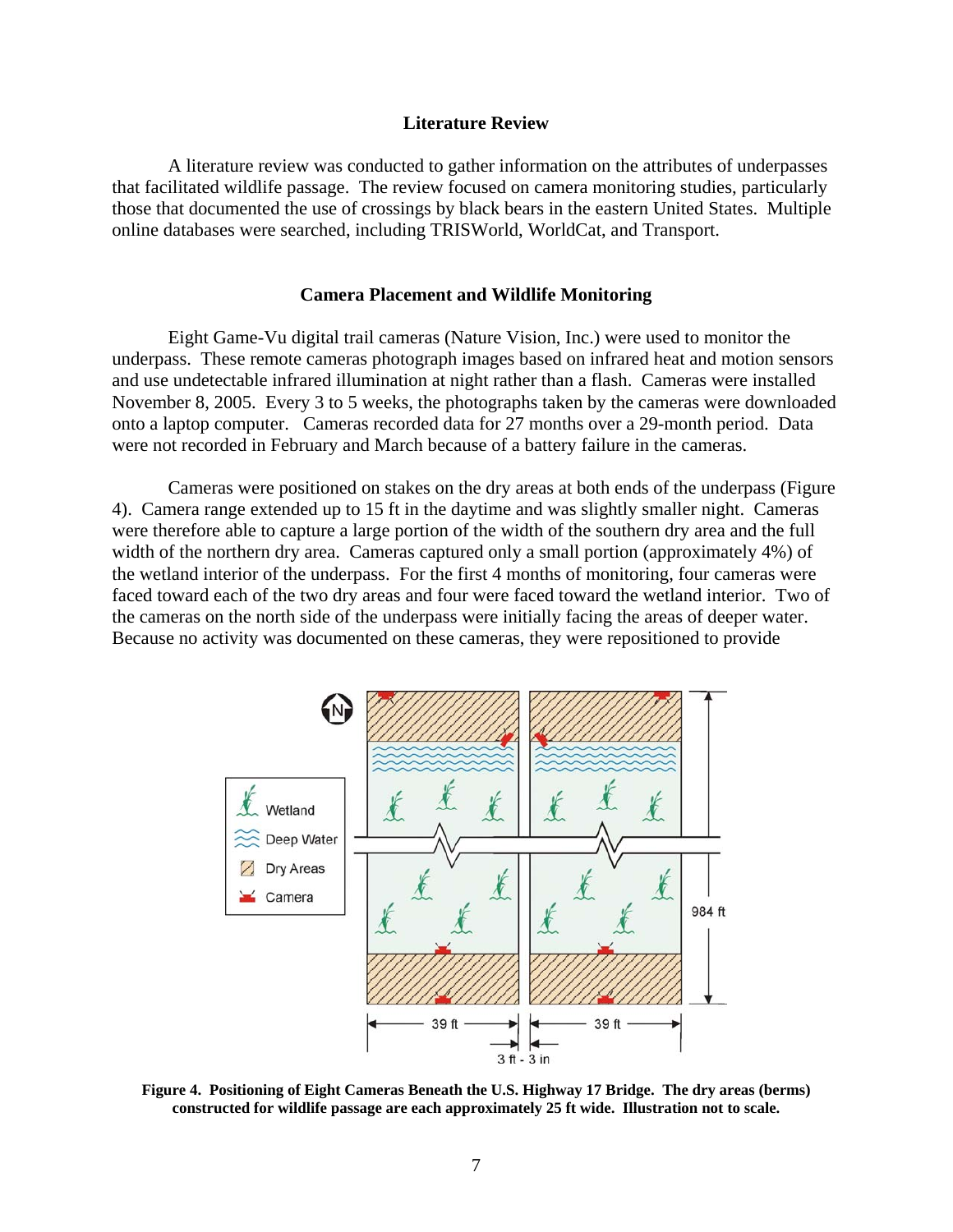## Literature Review

A literature review was conducted to gather information on the attributes of underpasses that facilitated wildlife passage. The review focused on camera monitoring studies, particularly those that documented the use of crossings by black bears in the eastern United States. Multiple online databases were searched, including TRISWorld, WorldCat, and Transport.

## Camera Placement and Wildlife Monitoring

Eight Game-Vu digital trail cameras (Nature Vision, Inc.) were used to monitor the underpass. These remote cameras photograph images based on infrared heat and motion sensors and use undetectable infrared illumination at night rather than a flash. Cameras were installed November 8, 2005. Every 3 to 5 weeks, the photographs taken by the cameras were downloaded onto a laptop computer. Cameras recorded data for 27 months over a 29-month period. Data were not recorded in February and March because of a battery failure in the cameras.

Cameras were positioned on stakes on the dry areas at both ends of the underpass (Figure 4). Camera range extended up to 15 ft in the daytime and was slightly smaller night. Cameras were therefore able to capture a large portion of the width of the southern dry area and the full width of the northern dry area. Cameras captured only a small portion (approximately 4%) of the wetland interior of the underpass. For the first 4 months of monitoring, four cameras were faced toward each of the two dry areas and four were faced toward the wetland interior. Two of the cameras on the north side of the underpass were initially facing the areas of deeper water. Because no activity was documented on these cameras, they were repositioned to provide

**Figure 4. Positioning of Eight Cameras Beneath the U.S. Highway 17 Bridge. The dry areas (berms) constructed for wildlife passage are each approximately 25 ft wide. Illustration not to scale.**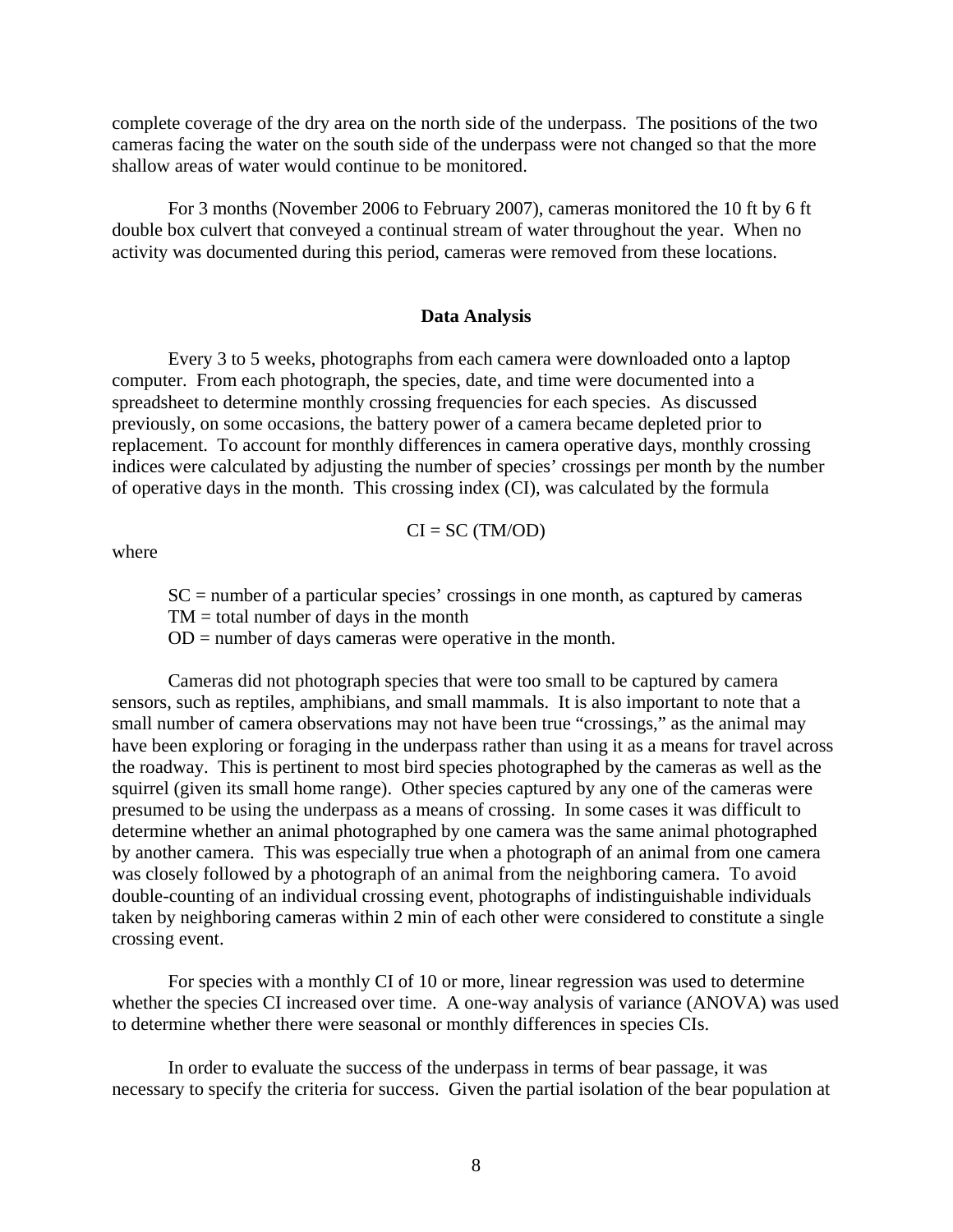complete coverage of the dry area on the north side of the underpass. The positions of the two cameras facing the water on the south side of the underpass were not changed so that the more shallow areas of water would continue to be monitored.

For 3 months (November 2006 to February 2007), cameras monitored the 10 ft by 6 ft double box culvert that conveyed a continual stream of water throughout the year. When no activity was documented during this period, cameras were removed from these locations.

## Data Analysis

Every 3 to 5 weeks, photographs from each camera were downloaded onto a laptop computer. From each photograph, the species, date, and time were documented into a spreadsheet to determine monthly crossing frequencies for each species. As discussed previously, on some occasions, the battery power of a camera became depleted prior to replacement. To account for monthly differences in camera operative days, monthly crossing indices were calculated by adjusting the number of species' crossings per month by the number of operative days in the month. This crossing index (CI), was calculated by the formula

$$CI = SC\ (TM/OD)$$

where

SC = number of a particular species' crossings in one month, as captured by cameras
TM = total number of days in the month
OD = number of days cameras were operative in the month.

Cameras did not photograph species that were too small to be captured by camera sensors, such as reptiles, amphibians, and small mammals. It is also important to note that a small number of camera observations may not have been true "crossings," as the animal may have been exploring or foraging in the underpass rather than using it as a means for travel across the roadway. This is pertinent to most bird species photographed by the cameras as well as the squirrel (given its small home range). Other species captured by any one of the cameras were presumed to be using the underpass as a means of crossing. In some cases it was difficult to determine whether an animal photographed by one camera was the same animal photographed by another camera. This was especially true when a photograph of an animal from one camera was closely followed by a photograph of an animal from the neighboring camera. To avoid double-counting of an individual crossing event, photographs of indistinguishable individuals taken by neighboring cameras within 2 min of each other were considered to constitute a single crossing event.

For species with a monthly CI of 10 or more, linear regression was used to determine whether the species CI increased over time. A one-way analysis of variance (ANOVA) was used to determine whether there were seasonal or monthly differences in species CIs.

In order to evaluate the success of the underpass in terms of bear passage, it was necessary to specify the criteria for success. Given the partial isolation of the bear population at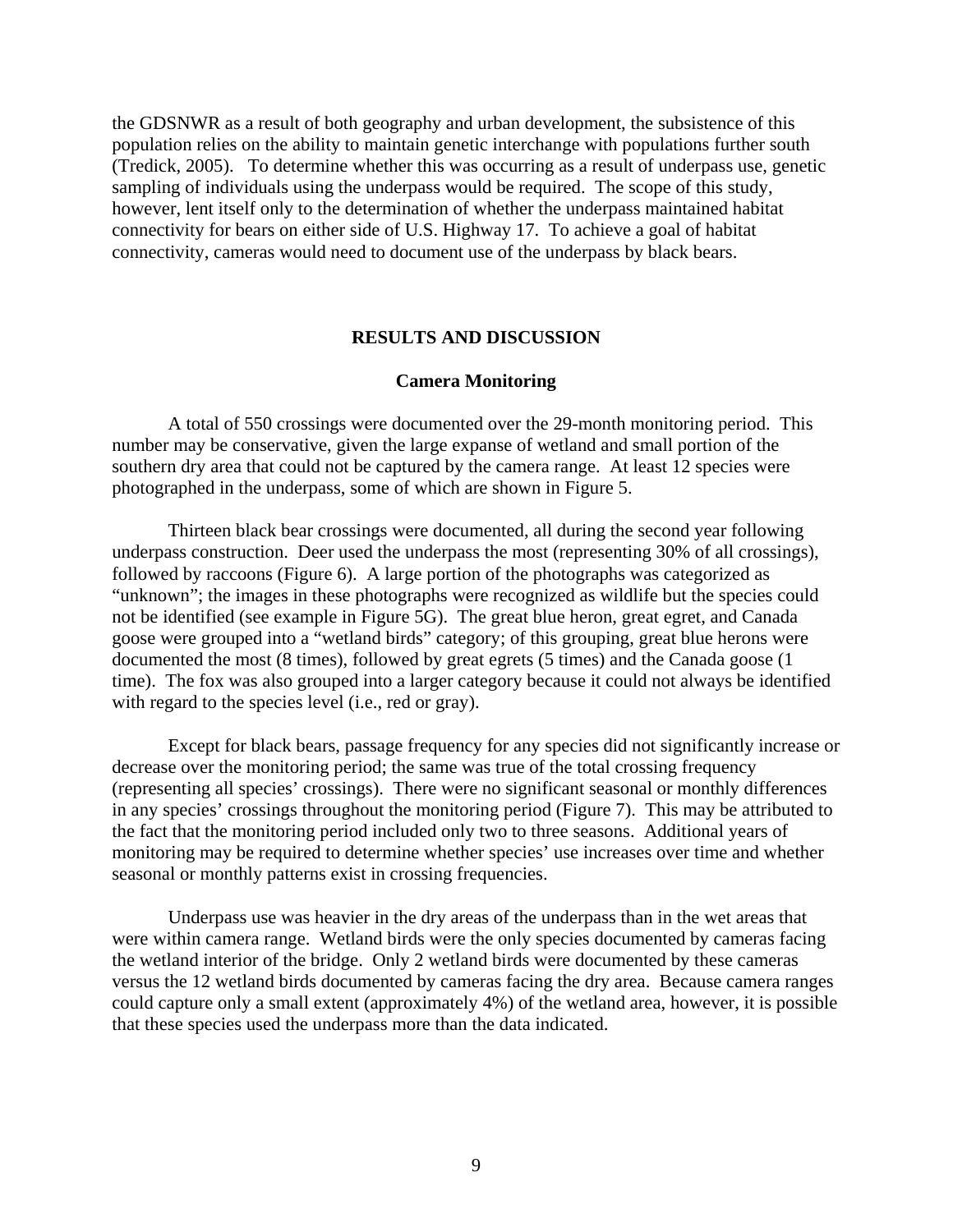the GDSNWR as a result of both geography and urban development, the subsistence of this population relies on the ability to maintain genetic interchange with populations further south (Tredick, 2005). To determine whether this was occurring as a result of underpass use, genetic sampling of individuals using the underpass would be required. The scope of this study, however, lent itself only to the determination of whether the underpass maintained habitat connectivity for bears on either side of U.S. Highway 17. To achieve a goal of habitat connectivity, cameras would need to document use of the underpass by black bears.

## RESULTS AND DISCUSSION

### Camera Monitoring

A total of 550 crossings were documented over the 29-month monitoring period. This number may be conservative, given the large expanse of wetland and small portion of the southern dry area that could not be captured by the camera range. At least 12 species were photographed in the underpass, some of which are shown in Figure 5.

Thirteen black bear crossings were documented, all during the second year following underpass construction. Deer used the underpass the most (representing 30% of all crossings), followed by raccoons (Figure 6). A large portion of the photographs was categorized as "unknown"; the images in these photographs were recognized as wildlife but the species could not be identified (see example in Figure 5G). The great blue heron, great egret, and Canada goose were grouped into a "wetland birds" category; of this grouping, great blue herons were documented the most (8 times), followed by great egrets (5 times) and the Canada goose (1 time). The fox was also grouped into a larger category because it could not always be identified with regard to the species level (i.e., red or gray).

Except for black bears, passage frequency for any species did not significantly increase or decrease over the monitoring period; the same was true of the total crossing frequency (representing all species' crossings). There were no significant seasonal or monthly differences in any species' crossings throughout the monitoring period (Figure 7). This may be attributed to the fact that the monitoring period included only two to three seasons. Additional years of monitoring may be required to determine whether species' use increases over time and whether seasonal or monthly patterns exist in crossing frequencies.

Underpass use was heavier in the dry areas of the underpass than in the wet areas that were within camera range. Wetland birds were the only species documented by cameras facing the wetland interior of the bridge. Only 2 wetland birds were documented by these cameras versus the 12 wetland birds documented by cameras facing the dry area. Because camera ranges could capture only a small extent (approximately 4%) of the wetland area, however, it is possible that these species used the underpass more than the data indicated.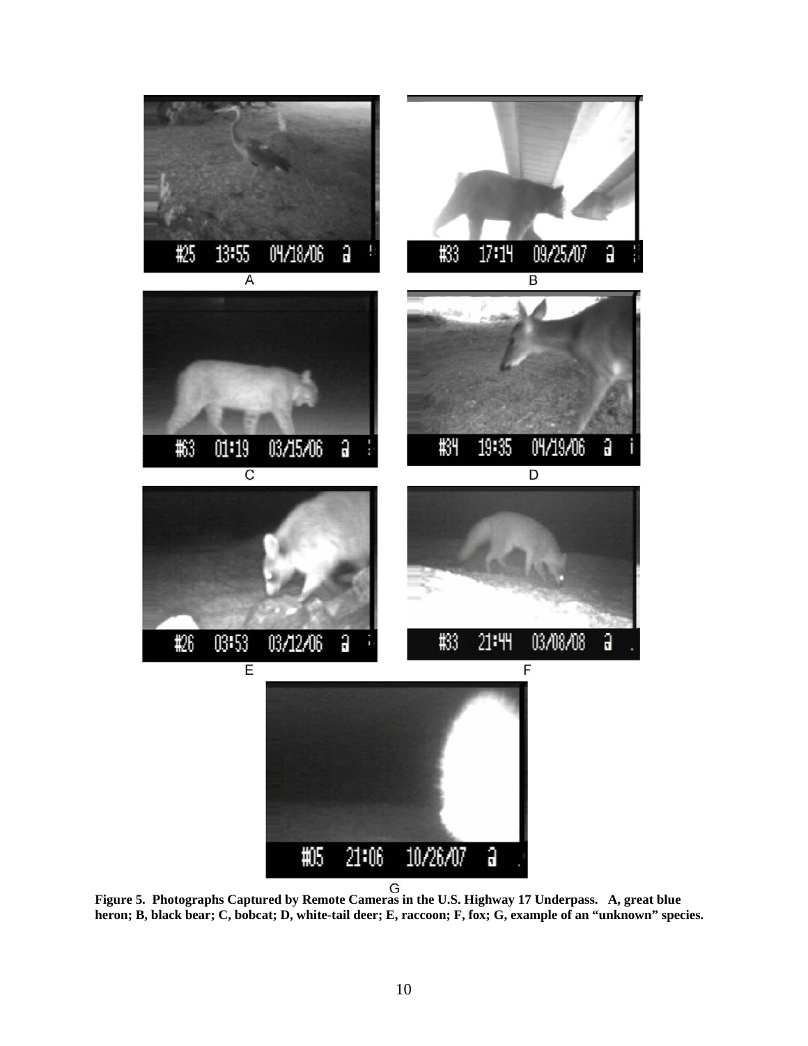**Figure 5. Photographs Captured by Remote Cameras in the U.S. Highway 17 Underpass. A, great blue heron; B, black bear; C, bobcat; D, white-tail deer; E, raccoon; F, fox; G, example of an "unknown" species.**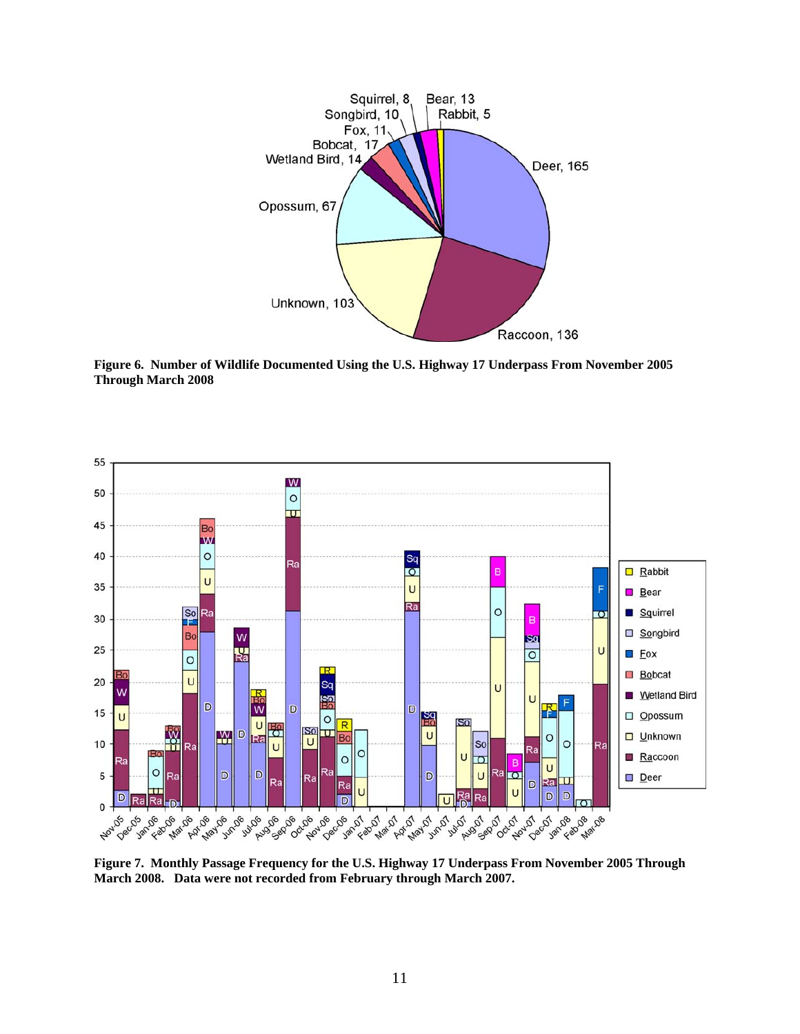**Figure 6. Number of Wildlife Documented Using the U.S. Highway 17 Underpass From November 2005 Through March 2008**

**Figure 7. Monthly Passage Frequency for the U.S. Highway 17 Underpass From November 2005 Through March 2008. Data were not recorded from February through March 2007.**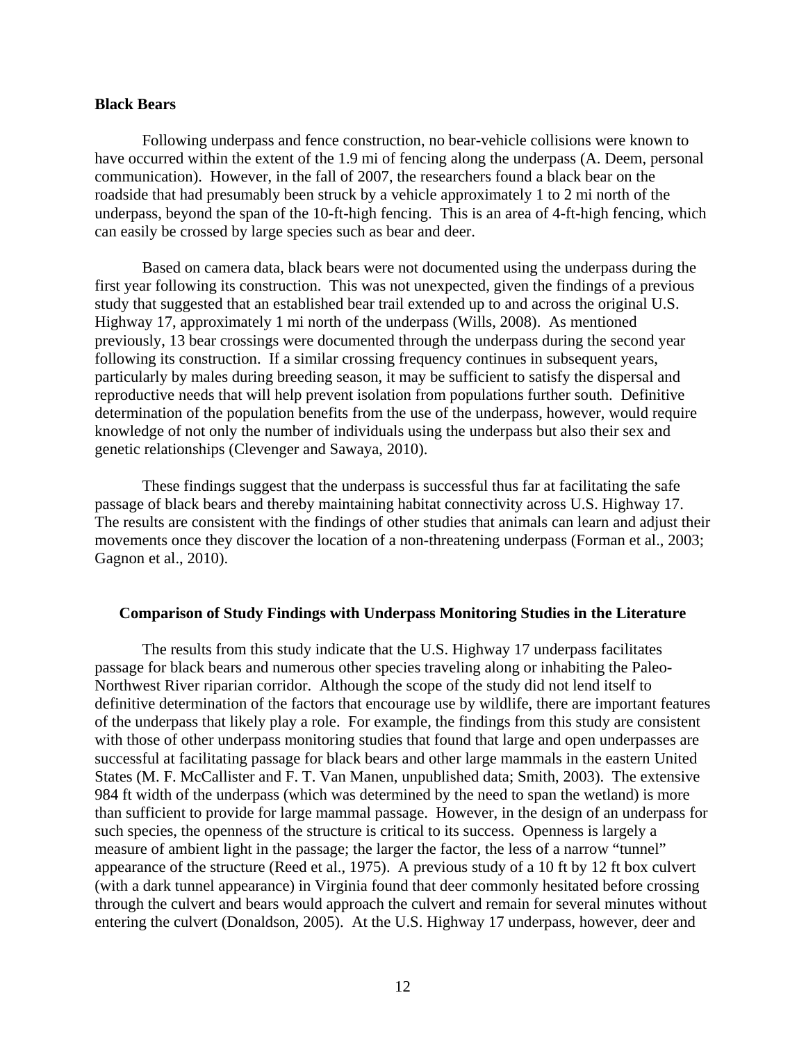**Black Bears**

Following underpass and fence construction, no bear-vehicle collisions were known to have occurred within the extent of the 1.9 mi of fencing along the underpass (A. Deem, personal communication). However, in the fall of 2007, the researchers found a black bear on the roadside that had presumably been struck by a vehicle approximately 1 to 2 mi north of the underpass, beyond the span of the 10-ft-high fencing. This is an area of 4-ft-high fencing, which can easily be crossed by large species such as bear and deer.

Based on camera data, black bears were not documented using the underpass during the first year following its construction. This was not unexpected, given the findings of a previous study that suggested that an established bear trail extended up to and across the original U.S. Highway 17, approximately 1 mi north of the underpass (Wills, 2008). As mentioned previously, 13 bear crossings were documented through the underpass during the second year following its construction. If a similar crossing frequency continues in subsequent years, particularly by males during breeding season, it may be sufficient to satisfy the dispersal and reproductive needs that will help prevent isolation from populations further south. Definitive determination of the population benefits from the use of the underpass, however, would require knowledge of not only the number of individuals using the underpass but also their sex and genetic relationships (Clevenger and Sawaya, 2010).

These findings suggest that the underpass is successful thus far at facilitating the safe passage of black bears and thereby maintaining habitat connectivity across U.S. Highway 17. The results are consistent with the findings of other studies that animals can learn and adjust their movements once they discover the location of a non-threatening underpass (Forman et al., 2003; Gagnon et al., 2010).

## Comparison of Study Findings with Underpass Monitoring Studies in the Literature

The results from this study indicate that the U.S. Highway 17 underpass facilitates passage for black bears and numerous other species traveling along or inhabiting the Paleo-Northwest River riparian corridor. Although the scope of the study did not lend itself to definitive determination of the factors that encourage use by wildlife, there are important features of the underpass that likely play a role. For example, the findings from this study are consistent with those of other underpass monitoring studies that found that large and open underpasses are successful at facilitating passage for black bears and other large mammals in the eastern United States (M. F. McCallister and F. T. Van Manen, unpublished data; Smith, 2003). The extensive 984 ft width of the underpass (which was determined by the need to span the wetland) is more than sufficient to provide for large mammal passage. However, in the design of an underpass for such species, the openness of the structure is critical to its success. Openness is largely a measure of ambient light in the passage; the larger the factor, the less of a narrow "tunnel" appearance of the structure (Reed et al., 1975). A previous study of a 10 ft by 12 ft box culvert (with a dark tunnel appearance) in Virginia found that deer commonly hesitated before crossing through the culvert and bears would approach the culvert and remain for several minutes without entering the culvert (Donaldson, 2005). At the U.S. Highway 17 underpass, however, deer and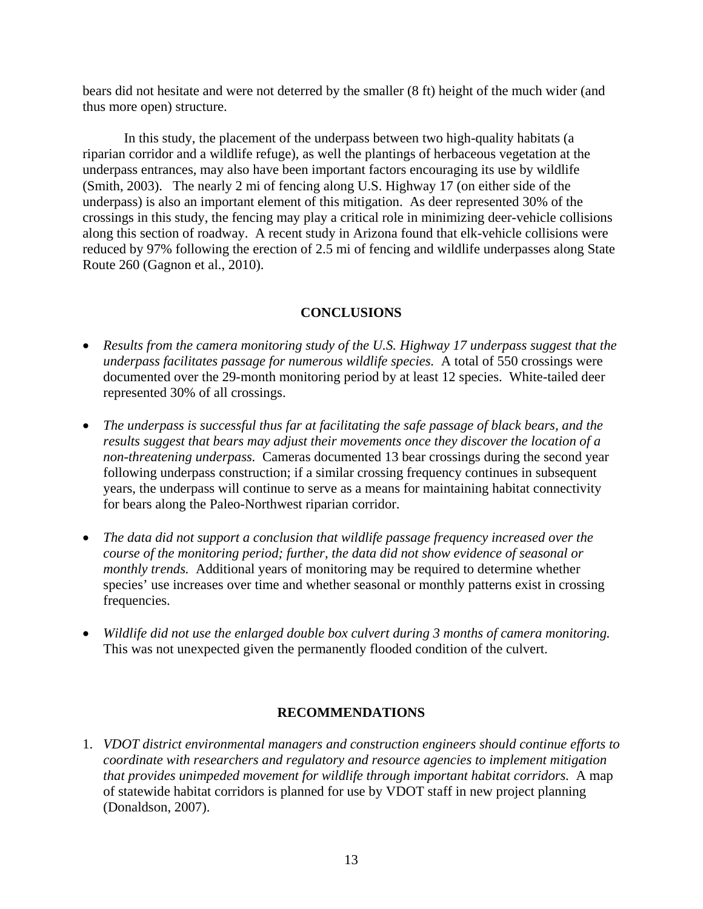bears did not hesitate and were not deterred by the smaller (8 ft) height of the much wider (and thus more open) structure.

In this study, the placement of the underpass between two high-quality habitats (a riparian corridor and a wildlife refuge), as well the plantings of herbaceous vegetation at the underpass entrances, may also have been important factors encouraging its use by wildlife (Smith, 2003). The nearly 2 mi of fencing along U.S. Highway 17 (on either side of the underpass) is also an important element of this mitigation. As deer represented 30% of the crossings in this study, the fencing may play a critical role in minimizing deer-vehicle collisions along this section of roadway. A recent study in Arizona found that elk-vehicle collisions were reduced by 97% following the erection of 2.5 mi of fencing and wildlife underpasses along State Route 260 (Gagnon et al., 2010).

## CONCLUSIONS

- *Results from the camera monitoring study of the U.S. Highway 17 underpass suggest that the underpass facilitates passage for numerous wildlife species.* A total of 550 crossings were documented over the 29-month monitoring period by at least 12 species. White-tailed deer represented 30% of all crossings.
- *The underpass is successful thus far at facilitating the safe passage of black bears, and the results suggest that bears may adjust their movements once they discover the location of a non-threatening underpass.* Cameras documented 13 bear crossings during the second year following underpass construction; if a similar crossing frequency continues in subsequent years, the underpass will continue to serve as a means for maintaining habitat connectivity for bears along the Paleo-Northwest riparian corridor.
- *The data did not support a conclusion that wildlife passage frequency increased over the course of the monitoring period; further, the data did not show evidence of seasonal or monthly trends.* Additional years of monitoring may be required to determine whether species' use increases over time and whether seasonal or monthly patterns exist in crossing frequencies.
- *Wildlife did not use the enlarged double box culvert during 3 months of camera monitoring.* This was not unexpected given the permanently flooded condition of the culvert.

## RECOMMENDATIONS

1. *VDOT district environmental managers and construction engineers should continue efforts to coordinate with researchers and regulatory and resource agencies to implement mitigation that provides unimpeded movement for wildlife through important habitat corridors.* A map of statewide habitat corridors is planned for use by VDOT staff in new project planning (Donaldson, 2007).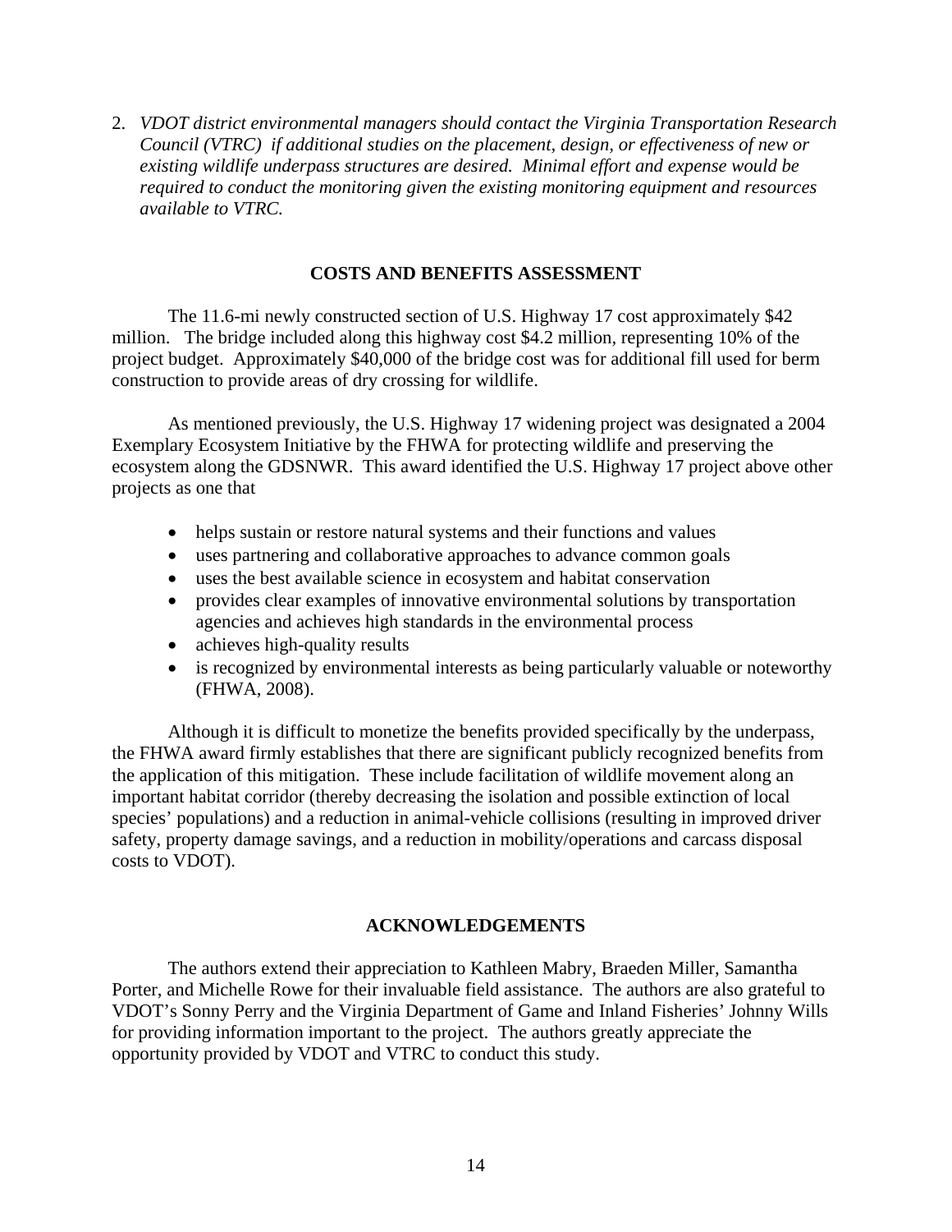2. *VDOT district environmental managers should contact the Virginia Transportation Research Council (VTRC) if additional studies on the placement, design, or effectiveness of new or existing wildlife underpass structures are desired. Minimal effort and expense would be required to conduct the monitoring given the existing monitoring equipment and resources available to VTRC.*

## COSTS AND BENEFITS ASSESSMENT

The 11.6-mi newly constructed section of U.S. Highway 17 cost approximately $42 million. The bridge included along this highway cost $4.2 million, representing 10% of the project budget. Approximately $40,000 of the bridge cost was for additional fill used for berm construction to provide areas of dry crossing for wildlife.

As mentioned previously, the U.S. Highway 17 widening project was designated a 2004 Exemplary Ecosystem Initiative by the FHWA for protecting wildlife and preserving the ecosystem along the GDSNWR. This award identified the U.S. Highway 17 project above other projects as one that

- helps sustain or restore natural systems and their functions and values
- uses partnering and collaborative approaches to advance common goals
- uses the best available science in ecosystem and habitat conservation
- provides clear examples of innovative environmental solutions by transportation agencies and achieves high standards in the environmental process
- achieves high-quality results
- is recognized by environmental interests as being particularly valuable or noteworthy (FHWA, 2008).

Although it is difficult to monetize the benefits provided specifically by the underpass, the FHWA award firmly establishes that there are significant publicly recognized benefits from the application of this mitigation. These include facilitation of wildlife movement along an important habitat corridor (thereby decreasing the isolation and possible extinction of local species' populations) and a reduction in animal-vehicle collisions (resulting in improved driver safety, property damage savings, and a reduction in mobility/operations and carcass disposal costs to VDOT).

## ACKNOWLEDGEMENTS

The authors extend their appreciation to Kathleen Mabry, Braeden Miller, Samantha Porter, and Michelle Rowe for their invaluable field assistance. The authors are also grateful to VDOT's Sonny Perry and the Virginia Department of Game and Inland Fisheries' Johnny Wills for providing information important to the project. The authors greatly appreciate the opportunity provided by VDOT and VTRC to conduct this study.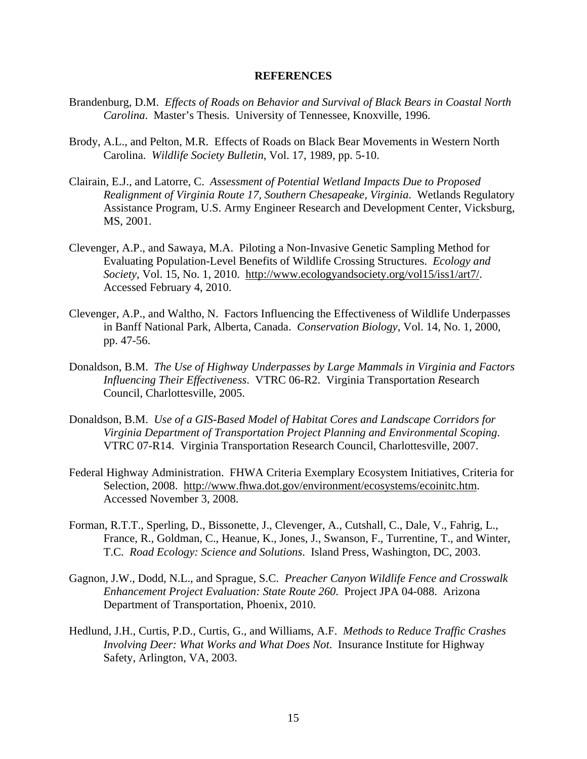## REFERENCES

Brandenburg, D.M. *Effects of Roads on Behavior and Survival of Black Bears in Coastal North Carolina*. Master's Thesis. University of Tennessee, Knoxville, 1996.

Brody, A.L., and Pelton, M.R. Effects of Roads on Black Bear Movements in Western North Carolina. *Wildlife Society Bulletin*, Vol. 17, 1989, pp. 5-10.

Clairain, E.J., and Latorre, C. *Assessment of Potential Wetland Impacts Due to Proposed Realignment of Virginia Route 17, Southern Chesapeake, Virginia*. Wetlands Regulatory Assistance Program, U.S. Army Engineer Research and Development Center, Vicksburg, MS, 2001.

Clevenger, A.P., and Sawaya, M.A. Piloting a Non-Invasive Genetic Sampling Method for Evaluating Population-Level Benefits of Wildlife Crossing Structures. *Ecology and Society*, Vol. 15, No. 1, 2010. http://www.ecologyandsociety.org/vol15/iss1/art7/. Accessed February 4, 2010.

Clevenger, A.P., and Waltho, N. Factors Influencing the Effectiveness of Wildlife Underpasses in Banff National Park, Alberta, Canada. *Conservation Biology*, Vol. 14, No. 1, 2000, pp. 47-56.

Donaldson, B.M. *The Use of Highway Underpasses by Large Mammals in Virginia and Factors Influencing Their Effectiveness*. VTRC 06-R2. Virginia Transportation Research Council, Charlottesville, 2005.

Donaldson, B.M. *Use of a GIS-Based Model of Habitat Cores and Landscape Corridors for Virginia Department of Transportation Project Planning and Environmental Scoping*. VTRC 07-R14. Virginia Transportation Research Council, Charlottesville, 2007.

Federal Highway Administration. FHWA Criteria Exemplary Ecosystem Initiatives, Criteria for Selection, 2008. http://www.fhwa.dot.gov/environment/ecosystems/ecoinitc.htm. Accessed November 3, 2008.

Forman, R.T.T., Sperling, D., Bissonette, J., Clevenger, A., Cutshall, C., Dale, V., Fahrig, L., France, R., Goldman, C., Heanue, K., Jones, J., Swanson, F., Turrentine, T., and Winter, T.C. *Road Ecology: Science and Solutions*. Island Press, Washington, DC, 2003.

Gagnon, J.W., Dodd, N.L., and Sprague, S.C. *Preacher Canyon Wildlife Fence and Crosswalk Enhancement Project Evaluation: State Route 260*. Project JPA 04-088. Arizona Department of Transportation, Phoenix, 2010.

Hedlund, J.H., Curtis, P.D., Curtis, G., and Williams, A.F. *Methods to Reduce Traffic Crashes Involving Deer: What Works and What Does Not*. Insurance Institute for Highway Safety, Arlington, VA, 2003.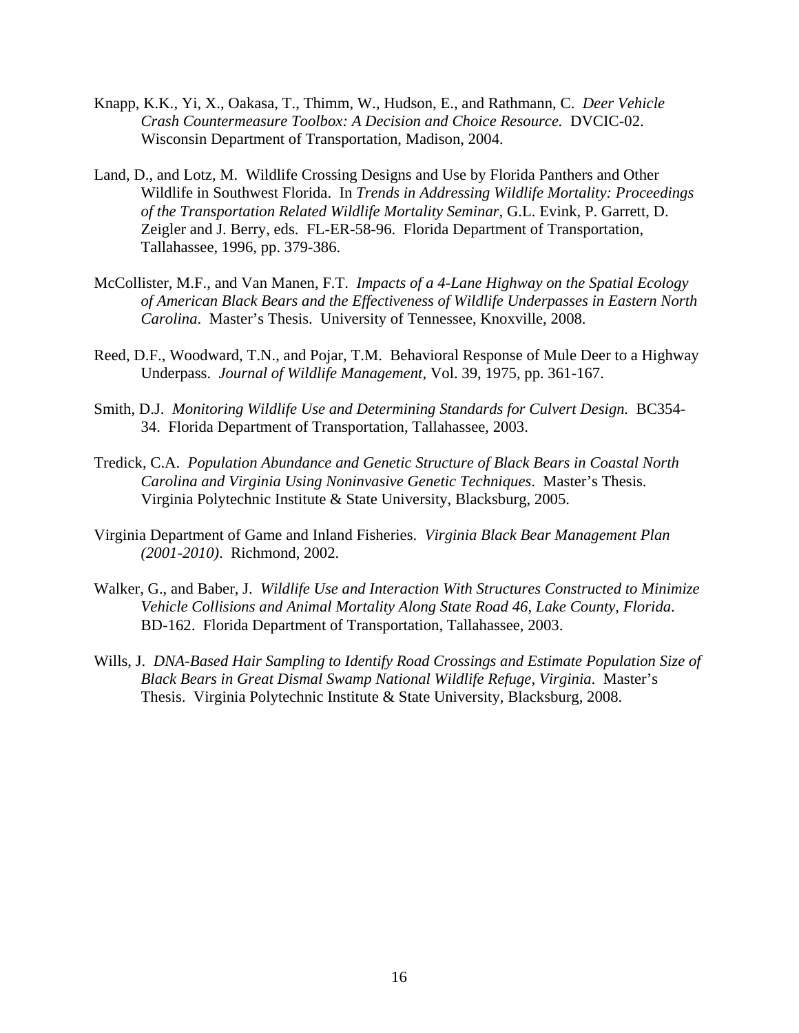Knapp, K.K., Yi, X., Oakasa, T., Thimm, W., Hudson, E., and Rathmann, C. *Deer Vehicle Crash Countermeasure Toolbox: A Decision and Choice Resource.* DVCIC-02. Wisconsin Department of Transportation, Madison, 2004.

Land, D., and Lotz, M. Wildlife Crossing Designs and Use by Florida Panthers and Other Wildlife in Southwest Florida. In *Trends in Addressing Wildlife Mortality: Proceedings of the Transportation Related Wildlife Mortality Seminar,* G.L. Evink, P. Garrett, D. Zeigler and J. Berry, eds. FL-ER-58-96. Florida Department of Transportation, Tallahassee, 1996, pp. 379-386.

McCollister, M.F., and Van Manen, F.T. *Impacts of a 4-Lane Highway on the Spatial Ecology of American Black Bears and the Effectiveness of Wildlife Underpasses in Eastern North Carolina*. Master's Thesis. University of Tennessee, Knoxville, 2008.

Reed, D.F., Woodward, T.N., and Pojar, T.M. Behavioral Response of Mule Deer to a Highway Underpass. *Journal of Wildlife Management*, Vol. 39, 1975, pp. 361-167.

Smith, D.J. *Monitoring Wildlife Use and Determining Standards for Culvert Design.* BC354-34. Florida Department of Transportation, Tallahassee, 2003.

Tredick, C.A. *Population Abundance and Genetic Structure of Black Bears in Coastal North Carolina and Virginia Using Noninvasive Genetic Techniques*. Master's Thesis. Virginia Polytechnic Institute & State University, Blacksburg, 2005.

Virginia Department of Game and Inland Fisheries. *Virginia Black Bear Management Plan (2001-2010)*. Richmond, 2002.

Walker, G., and Baber, J. *Wildlife Use and Interaction With Structures Constructed to Minimize Vehicle Collisions and Animal Mortality Along State Road 46, Lake County, Florida*. BD-162. Florida Department of Transportation, Tallahassee, 2003.

Wills, J. *DNA-Based Hair Sampling to Identify Road Crossings and Estimate Population Size of Black Bears in Great Dismal Swamp National Wildlife Refuge, Virginia*. Master's Thesis. Virginia Polytechnic Institute & State University, Blacksburg, 2008.